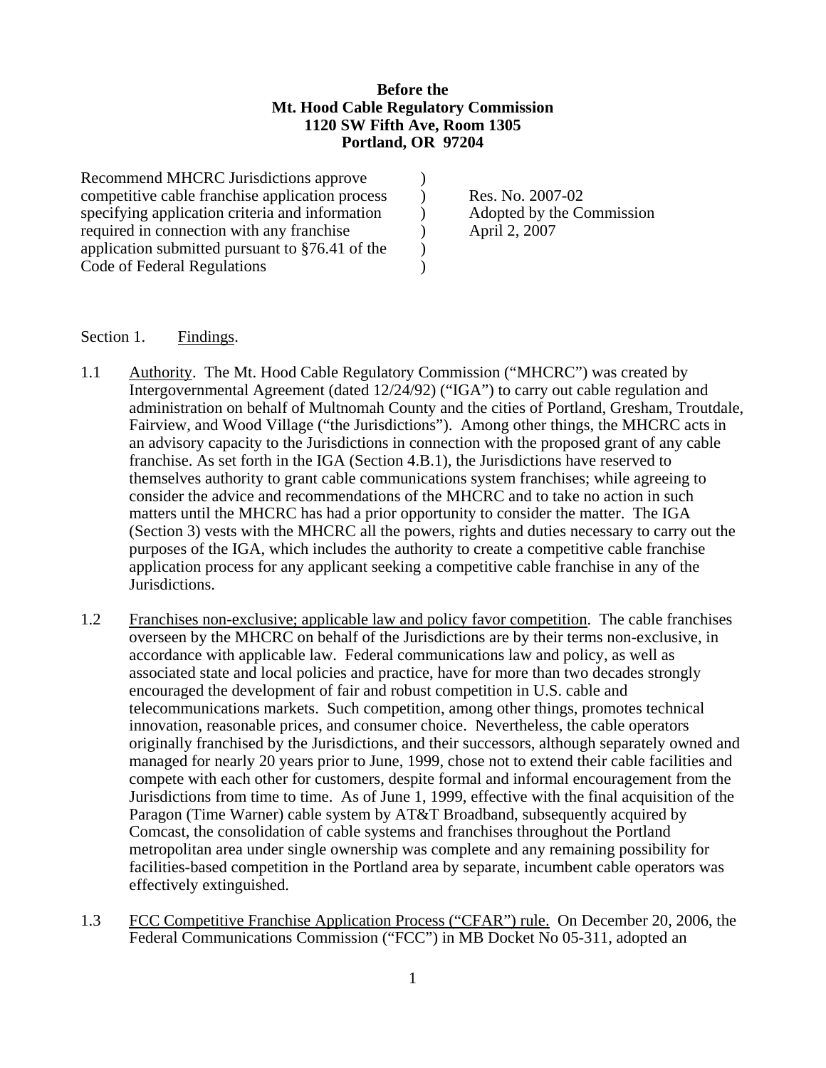**Before the**
**Mt. Hood Cable Regulatory Commission**
**1120 SW Fifth Ave, Room 1305**
**Portland, OR 97204**

| | | |
|---|---|---|
| Recommend MHCRC Jurisdictions approve competitive cable franchise application process specifying application criteria and information required in connection with any franchise application submitted pursuant to §76.41 of the Code of Federal Regulations | ) | Res. No. 2007-02<br>Adopted by the Commission<br>April 2, 2007 |

Section 1. Findings.

1.1 Authority. The Mt. Hood Cable Regulatory Commission ("MHCRC") was created by Intergovernmental Agreement (dated 12/24/92) ("IGA") to carry out cable regulation and administration on behalf of Multnomah County and the cities of Portland, Gresham, Troutdale, Fairview, and Wood Village ("the Jurisdictions"). Among other things, the MHCRC acts in an advisory capacity to the Jurisdictions in connection with the proposed grant of any cable franchise. As set forth in the IGA (Section 4.B.1), the Jurisdictions have reserved to themselves authority to grant cable communications system franchises; while agreeing to consider the advice and recommendations of the MHCRC and to take no action in such matters until the MHCRC has had a prior opportunity to consider the matter. The IGA (Section 3) vests with the MHCRC all the powers, rights and duties necessary to carry out the purposes of the IGA, which includes the authority to create a competitive cable franchise application process for any applicant seeking a competitive cable franchise in any of the Jurisdictions.

1.2 Franchises non-exclusive; applicable law and policy favor competition. The cable franchises overseen by the MHCRC on behalf of the Jurisdictions are by their terms non-exclusive, in accordance with applicable law. Federal communications law and policy, as well as associated state and local policies and practice, have for more than two decades strongly encouraged the development of fair and robust competition in U.S. cable and telecommunications markets. Such competition, among other things, promotes technical innovation, reasonable prices, and consumer choice. Nevertheless, the cable operators originally franchised by the Jurisdictions, and their successors, although separately owned and managed for nearly 20 years prior to June, 1999, chose not to extend their cable facilities and compete with each other for customers, despite formal and informal encouragement from the Jurisdictions from time to time. As of June 1, 1999, effective with the final acquisition of the Paragon (Time Warner) cable system by AT&T Broadband, subsequently acquired by Comcast, the consolidation of cable systems and franchises throughout the Portland metropolitan area under single ownership was complete and any remaining possibility for facilities-based competition in the Portland area by separate, incumbent cable operators was effectively extinguished.

1.3 FCC Competitive Franchise Application Process ("CFAR") rule. On December 20, 2006, the Federal Communications Commission ("FCC") in MB Docket No 05-311, adopted an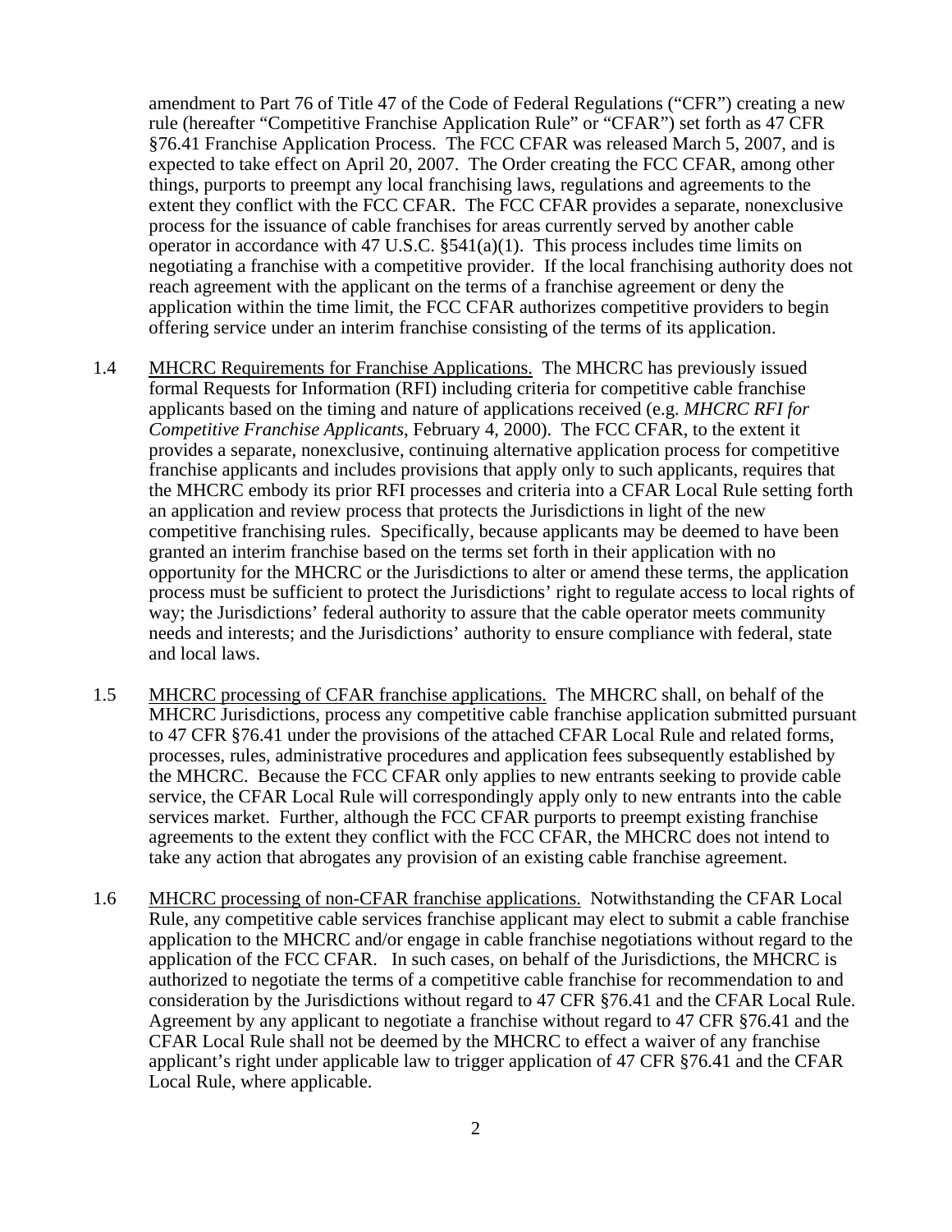amendment to Part 76 of Title 47 of the Code of Federal Regulations ("CFR") creating a new rule (hereafter "Competitive Franchise Application Rule" or "CFAR") set forth as 47 CFR §76.41 Franchise Application Process. The FCC CFAR was released March 5, 2007, and is expected to take effect on April 20, 2007. The Order creating the FCC CFAR, among other things, purports to preempt any local franchising laws, regulations and agreements to the extent they conflict with the FCC CFAR. The FCC CFAR provides a separate, nonexclusive process for the issuance of cable franchises for areas currently served by another cable operator in accordance with 47 U.S.C. §541(a)(1). This process includes time limits on negotiating a franchise with a competitive provider. If the local franchising authority does not reach agreement with the applicant on the terms of a franchise agreement or deny the application within the time limit, the FCC CFAR authorizes competitive providers to begin offering service under an interim franchise consisting of the terms of its application.

1.4 MHCRC Requirements for Franchise Applications. The MHCRC has previously issued formal Requests for Information (RFI) including criteria for competitive cable franchise applicants based on the timing and nature of applications received (e.g. *MHCRC RFI for Competitive Franchise Applicants*, February 4, 2000). The FCC CFAR, to the extent it provides a separate, nonexclusive, continuing alternative application process for competitive franchise applicants and includes provisions that apply only to such applicants, requires that the MHCRC embody its prior RFI processes and criteria into a CFAR Local Rule setting forth an application and review process that protects the Jurisdictions in light of the new competitive franchising rules. Specifically, because applicants may be deemed to have been granted an interim franchise based on the terms set forth in their application with no opportunity for the MHCRC or the Jurisdictions to alter or amend these terms, the application process must be sufficient to protect the Jurisdictions' right to regulate access to local rights of way; the Jurisdictions' federal authority to assure that the cable operator meets community needs and interests; and the Jurisdictions' authority to ensure compliance with federal, state and local laws.

1.5 MHCRC processing of CFAR franchise applications. The MHCRC shall, on behalf of the MHCRC Jurisdictions, process any competitive cable franchise application submitted pursuant to 47 CFR §76.41 under the provisions of the attached CFAR Local Rule and related forms, processes, rules, administrative procedures and application fees subsequently established by the MHCRC. Because the FCC CFAR only applies to new entrants seeking to provide cable service, the CFAR Local Rule will correspondingly apply only to new entrants into the cable services market. Further, although the FCC CFAR purports to preempt existing franchise agreements to the extent they conflict with the FCC CFAR, the MHCRC does not intend to take any action that abrogates any provision of an existing cable franchise agreement.

1.6 MHCRC processing of non-CFAR franchise applications. Notwithstanding the CFAR Local Rule, any competitive cable services franchise applicant may elect to submit a cable franchise application to the MHCRC and/or engage in cable franchise negotiations without regard to the application of the FCC CFAR. In such cases, on behalf of the Jurisdictions, the MHCRC is authorized to negotiate the terms of a competitive cable franchise for recommendation to and consideration by the Jurisdictions without regard to 47 CFR §76.41 and the CFAR Local Rule. Agreement by any applicant to negotiate a franchise without regard to 47 CFR §76.41 and the CFAR Local Rule shall not be deemed by the MHCRC to effect a waiver of any franchise applicant's right under applicable law to trigger application of 47 CFR §76.41 and the CFAR Local Rule, where applicable.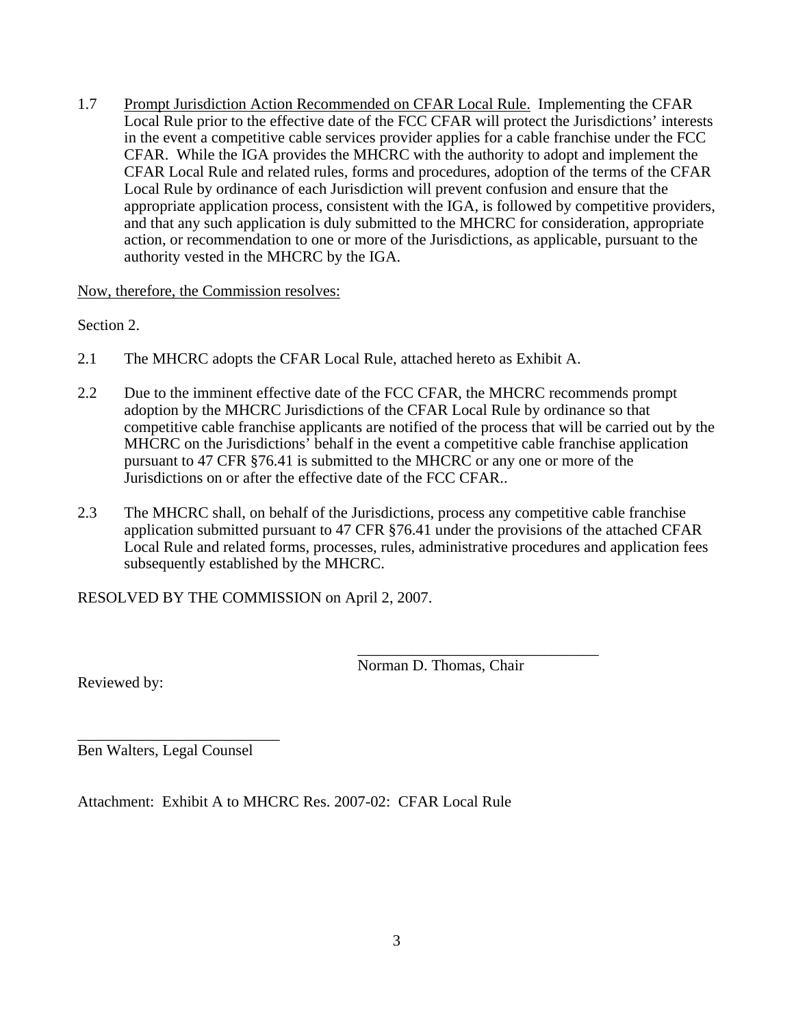1.7 Prompt Jurisdiction Action Recommended on CFAR Local Rule. Implementing the CFAR Local Rule prior to the effective date of the FCC CFAR will protect the Jurisdictions' interests in the event a competitive cable services provider applies for a cable franchise under the FCC CFAR. While the IGA provides the MHCRC with the authority to adopt and implement the CFAR Local Rule and related rules, forms and procedures, adoption of the terms of the CFAR Local Rule by ordinance of each Jurisdiction will prevent confusion and ensure that the appropriate application process, consistent with the IGA, is followed by competitive providers, and that any such application is duly submitted to the MHCRC for consideration, appropriate action, or recommendation to one or more of the Jurisdictions, as applicable, pursuant to the authority vested in the MHCRC by the IGA.

Now, therefore, the Commission resolves:

Section 2.

2.1 The MHCRC adopts the CFAR Local Rule, attached hereto as Exhibit A.

2.2 Due to the imminent effective date of the FCC CFAR, the MHCRC recommends prompt adoption by the MHCRC Jurisdictions of the CFAR Local Rule by ordinance so that competitive cable franchise applicants are notified of the process that will be carried out by the MHCRC on the Jurisdictions' behalf in the event a competitive cable franchise application pursuant to 47 CFR §76.41 is submitted to the MHCRC or any one or more of the Jurisdictions on or after the effective date of the FCC CFAR..

2.3 The MHCRC shall, on behalf of the Jurisdictions, process any competitive cable franchise application submitted pursuant to 47 CFR §76.41 under the provisions of the attached CFAR Local Rule and related forms, processes, rules, administrative procedures and application fees subsequently established by the MHCRC.

RESOLVED BY THE COMMISSION on April 2, 2007.

\_\_\_\_\_\_\_\_\_\_\_\_\_\_\_\_\_\_\_\_\_\_\_\_\_\_\_\_\_\_\_\_
Norman D. Thomas, Chair

Reviewed by:

\_\_\_\_\_\_\_\_\_\_\_\_\_\_\_\_\_\_\_\_\_\_\_\_\_\_\_
Ben Walters, Legal Counsel

Attachment: Exhibit A to MHCRC Res. 2007-02: CFAR Local Rule